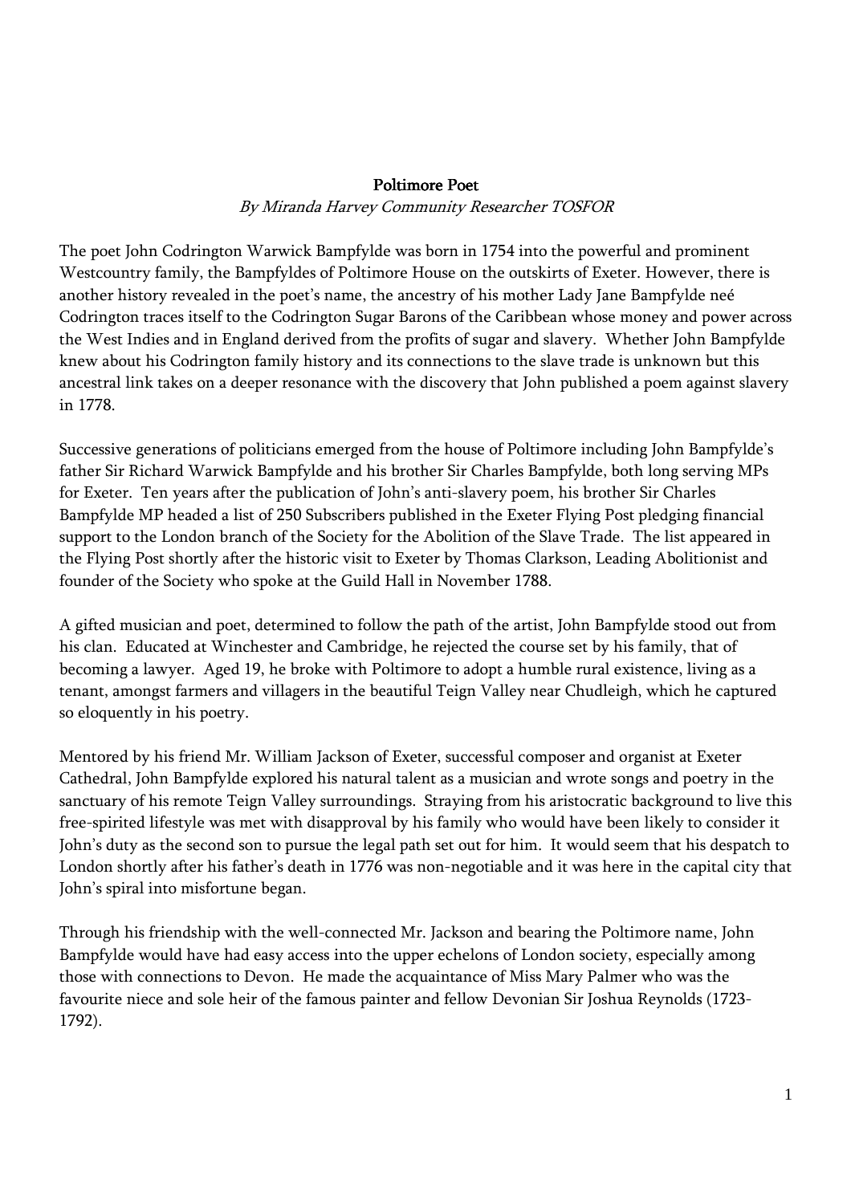**Poltimore Poet**

*By Miranda Harvey Community Researcher TOSFOR*

The poet John Codrington Warwick Bampfylde was born in 1754 into the powerful and prominent Westcountry family, the Bampfyldes of Poltimore House on the outskirts of Exeter. However, there is another history revealed in the poet's name, the ancestry of his mother Lady Jane Bampfylde neé Codrington traces itself to the Codrington Sugar Barons of the Caribbean whose money and power across the West Indies and in England derived from the profits of sugar and slavery. Whether John Bampfylde knew about his Codrington family history and its connections to the slave trade is unknown but this ancestral link takes on a deeper resonance with the discovery that John published a poem against slavery in 1778.

Successive generations of politicians emerged from the house of Poltimore including John Bampfylde's father Sir Richard Warwick Bampfylde and his brother Sir Charles Bampfylde, both long serving MPs for Exeter. Ten years after the publication of John's anti-slavery poem, his brother Sir Charles Bampfylde MP headed a list of 250 Subscribers published in the Exeter Flying Post pledging financial support to the London branch of the Society for the Abolition of the Slave Trade. The list appeared in the Flying Post shortly after the historic visit to Exeter by Thomas Clarkson, Leading Abolitionist and founder of the Society who spoke at the Guild Hall in November 1788.

A gifted musician and poet, determined to follow the path of the artist, John Bampfylde stood out from his clan. Educated at Winchester and Cambridge, he rejected the course set by his family, that of becoming a lawyer. Aged 19, he broke with Poltimore to adopt a humble rural existence, living as a tenant, amongst farmers and villagers in the beautiful Teign Valley near Chudleigh, which he captured so eloquently in his poetry.

Mentored by his friend Mr. William Jackson of Exeter, successful composer and organist at Exeter Cathedral, John Bampfylde explored his natural talent as a musician and wrote songs and poetry in the sanctuary of his remote Teign Valley surroundings. Straying from his aristocratic background to live this free-spirited lifestyle was met with disapproval by his family who would have been likely to consider it John's duty as the second son to pursue the legal path set out for him. It would seem that his despatch to London shortly after his father's death in 1776 was non-negotiable and it was here in the capital city that John's spiral into misfortune began.

Through his friendship with the well-connected Mr. Jackson and bearing the Poltimore name, John Bampfylde would have had easy access into the upper echelons of London society, especially among those with connections to Devon. He made the acquaintance of Miss Mary Palmer who was the favourite niece and sole heir of the famous painter and fellow Devonian Sir Joshua Reynolds (1723-1792).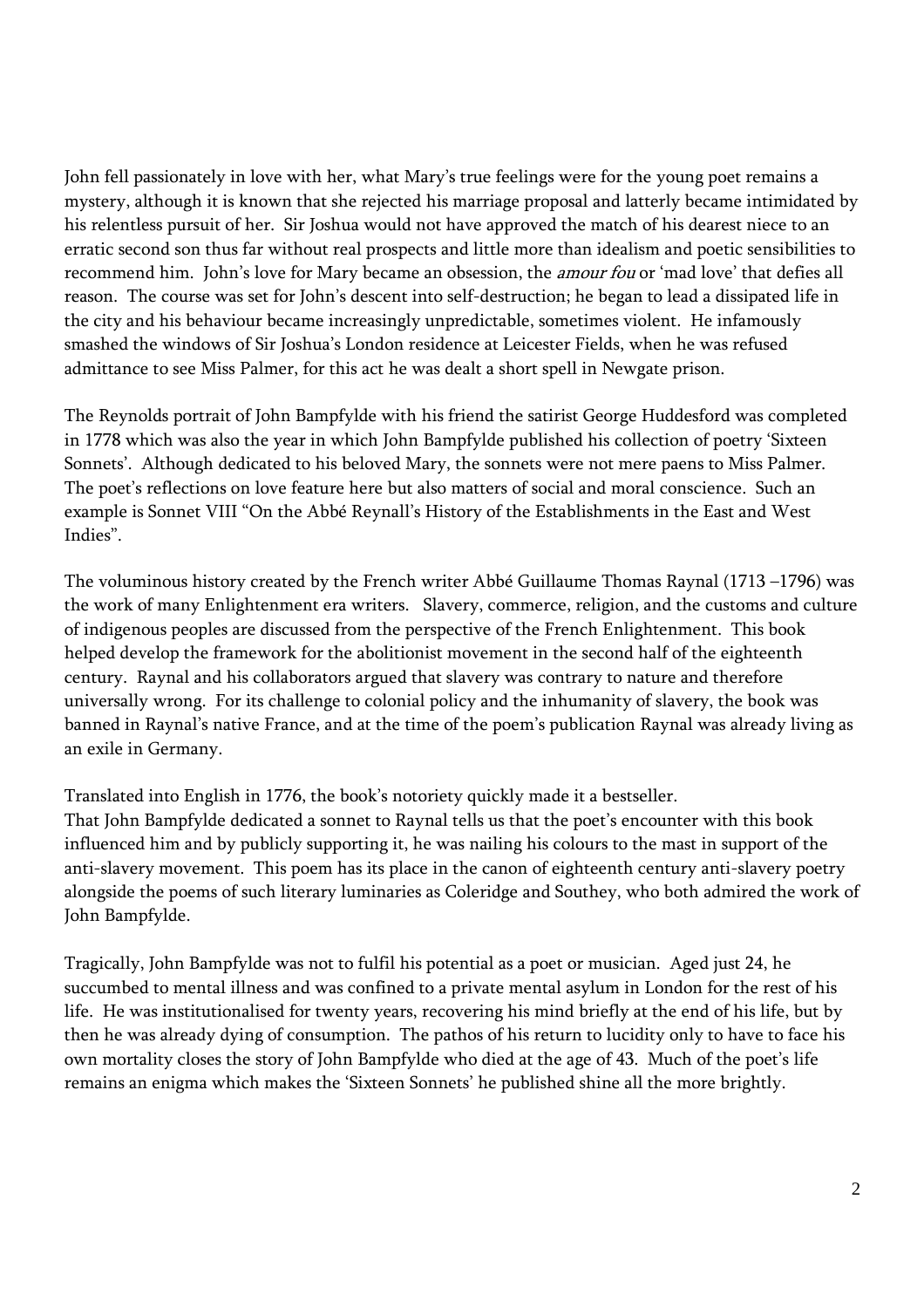John fell passionately in love with her, what Mary's true feelings were for the young poet remains a mystery, although it is known that she rejected his marriage proposal and latterly became intimidated by his relentless pursuit of her. Sir Joshua would not have approved the match of his dearest niece to an erratic second son thus far without real prospects and little more than idealism and poetic sensibilities to recommend him. John's love for Mary became an obsession, the *amour fou* or 'mad love' that defies all reason. The course was set for John's descent into self-destruction; he began to lead a dissipated life in the city and his behaviour became increasingly unpredictable, sometimes violent. He infamously smashed the windows of Sir Joshua's London residence at Leicester Fields, when he was refused admittance to see Miss Palmer, for this act he was dealt a short spell in Newgate prison.

The Reynolds portrait of John Bampfylde with his friend the satirist George Huddesford was completed in 1778 which was also the year in which John Bampfylde published his collection of poetry 'Sixteen Sonnets'. Although dedicated to his beloved Mary, the sonnets were not mere paens to Miss Palmer. The poet's reflections on love feature here but also matters of social and moral conscience. Such an example is Sonnet VIII "On the Abbé Reynall's History of the Establishments in the East and West Indies".

The voluminous history created by the French writer Abbé Guillaume Thomas Raynal (1713 –1796) was the work of many Enlightenment era writers. Slavery, commerce, religion, and the customs and culture of indigenous peoples are discussed from the perspective of the French Enlightenment. This book helped develop the framework for the abolitionist movement in the second half of the eighteenth century. Raynal and his collaborators argued that slavery was contrary to nature and therefore universally wrong. For its challenge to colonial policy and the inhumanity of slavery, the book was banned in Raynal's native France, and at the time of the poem's publication Raynal was already living as an exile in Germany.

Translated into English in 1776, the book's notoriety quickly made it a bestseller.
That John Bampfylde dedicated a sonnet to Raynal tells us that the poet's encounter with this book influenced him and by publicly supporting it, he was nailing his colours to the mast in support of the anti-slavery movement. This poem has its place in the canon of eighteenth century anti-slavery poetry alongside the poems of such literary luminaries as Coleridge and Southey, who both admired the work of John Bampfylde.

Tragically, John Bampfylde was not to fulfil his potential as a poet or musician. Aged just 24, he succumbed to mental illness and was confined to a private mental asylum in London for the rest of his life. He was institutionalised for twenty years, recovering his mind briefly at the end of his life, but by then he was already dying of consumption. The pathos of his return to lucidity only to have to face his own mortality closes the story of John Bampfylde who died at the age of 43. Much of the poet's life remains an enigma which makes the 'Sixteen Sonnets' he published shine all the more brightly.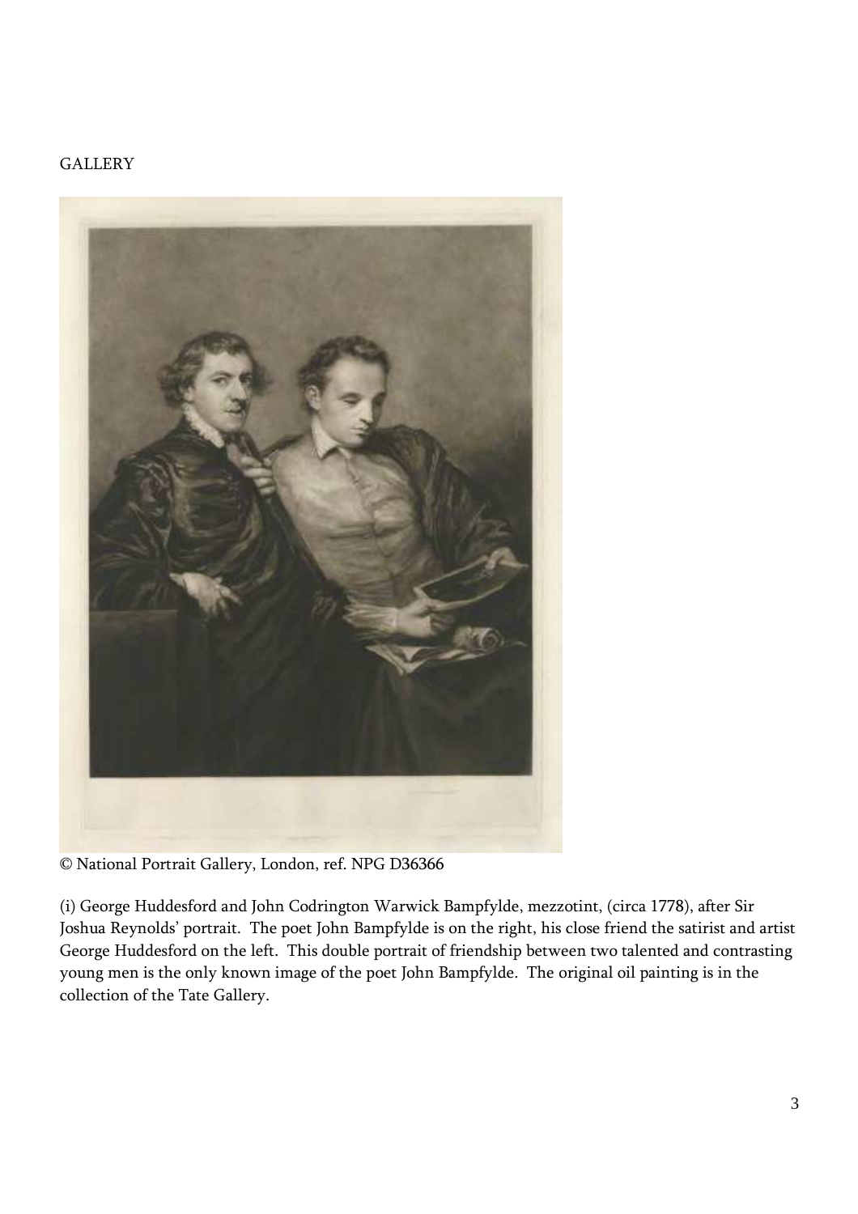GALLERY

© National Portrait Gallery, London, ref. NPG D36366

(i) George Huddesford and John Codrington Warwick Bampfylde, mezzotint, (circa 1778), after Sir Joshua Reynolds' portrait. The poet John Bampfylde is on the right, his close friend the satirist and artist George Huddesford on the left. This double portrait of friendship between two talented and contrasting young men is the only known image of the poet John Bampfylde. The original oil painting is in the collection of the Tate Gallery.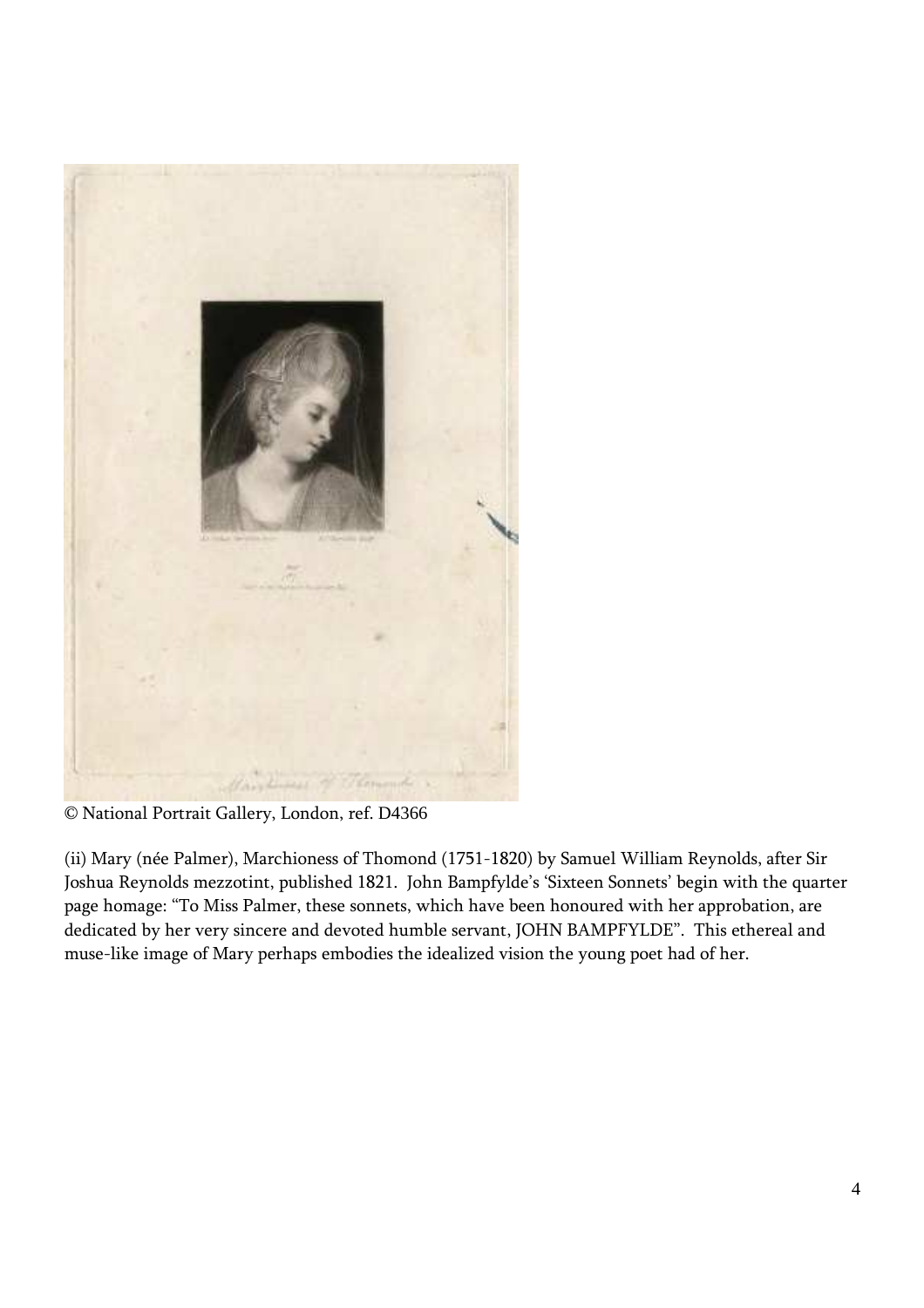© National Portrait Gallery, London, ref. D4366

(ii) Mary (née Palmer), Marchioness of Thomond (1751-1820) by Samuel William Reynolds, after Sir Joshua Reynolds mezzotint, published 1821. John Bampfylde's 'Sixteen Sonnets' begin with the quarter page homage: "To Miss Palmer, these sonnets, which have been honoured with her approbation, are dedicated by her very sincere and devoted humble servant, JOHN BAMPFYLDE". This ethereal and muse-like image of Mary perhaps embodies the idealized vision the young poet had of her.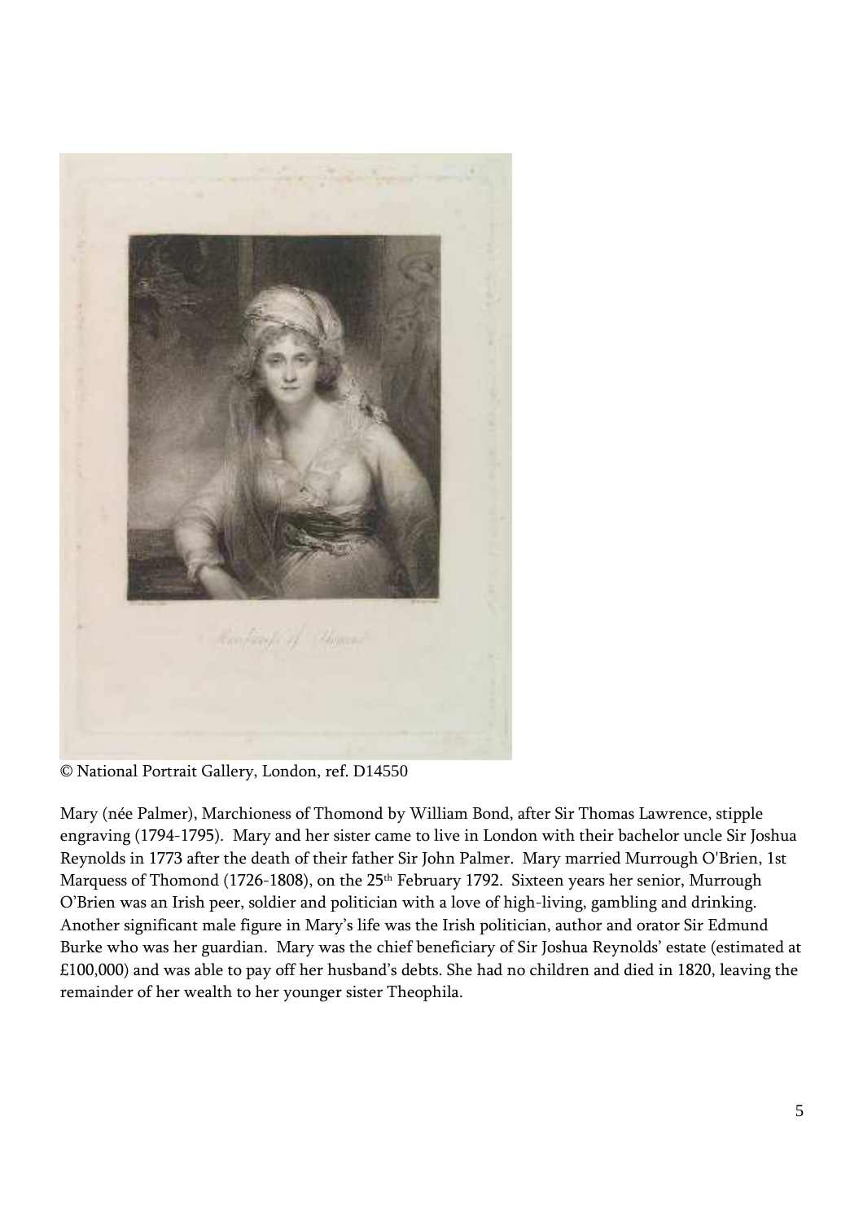© National Portrait Gallery, London, ref. D14550

Mary (née Palmer), Marchioness of Thomond by William Bond, after Sir Thomas Lawrence, stipple engraving (1794-1795). Mary and her sister came to live in London with their bachelor uncle Sir Joshua Reynolds in 1773 after the death of their father Sir John Palmer. Mary married Murrough O'Brien, 1st Marquess of Thomond (1726-1808), on the 25th February 1792. Sixteen years her senior, Murrough O'Brien was an Irish peer, soldier and politician with a love of high-living, gambling and drinking. Another significant male figure in Mary's life was the Irish politician, author and orator Sir Edmund Burke who was her guardian. Mary was the chief beneficiary of Sir Joshua Reynolds' estate (estimated at £100,000) and was able to pay off her husband's debts. She had no children and died in 1820, leaving the remainder of her wealth to her younger sister Theophila.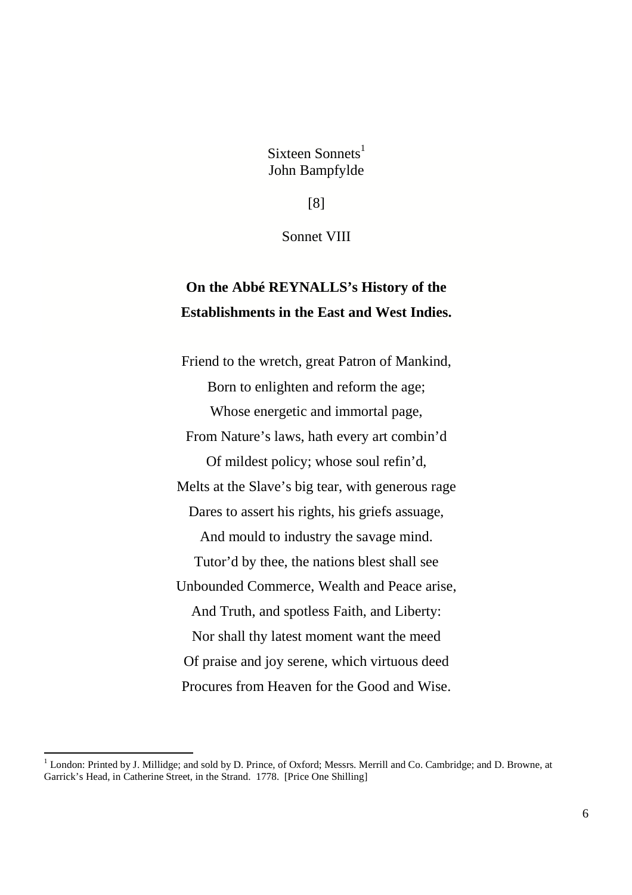Sixteen Sonnets[1]
John Bampfylde

[8]

Sonnet VIII

**On the Abbé REYNALLS's History of the Establishments in the East and West Indies.**

Friend to the wretch, great Patron of Mankind,
Born to enlighten and reform the age;
Whose energetic and immortal page,
From Nature's laws, hath every art combin'd
Of mildest policy; whose soul refin'd,
Melts at the Slave's big tear, with generous rage
Dares to assert his rights, his griefs assuage,
And mould to industry the savage mind.
Tutor'd by thee, the nations blest shall see
Unbounded Commerce, Wealth and Peace arise,
And Truth, and spotless Faith, and Liberty:
Nor shall thy latest moment want the meed
Of praise and joy serene, which virtuous deed
Procures from Heaven for the Good and Wise.

---

[1] London: Printed by J. Millidge; and sold by D. Prince, of Oxford; Messrs. Merrill and Co. Cambridge; and D. Browne, at Garrick's Head, in Catherine Street, in the Strand. 1778. [Price One Shilling]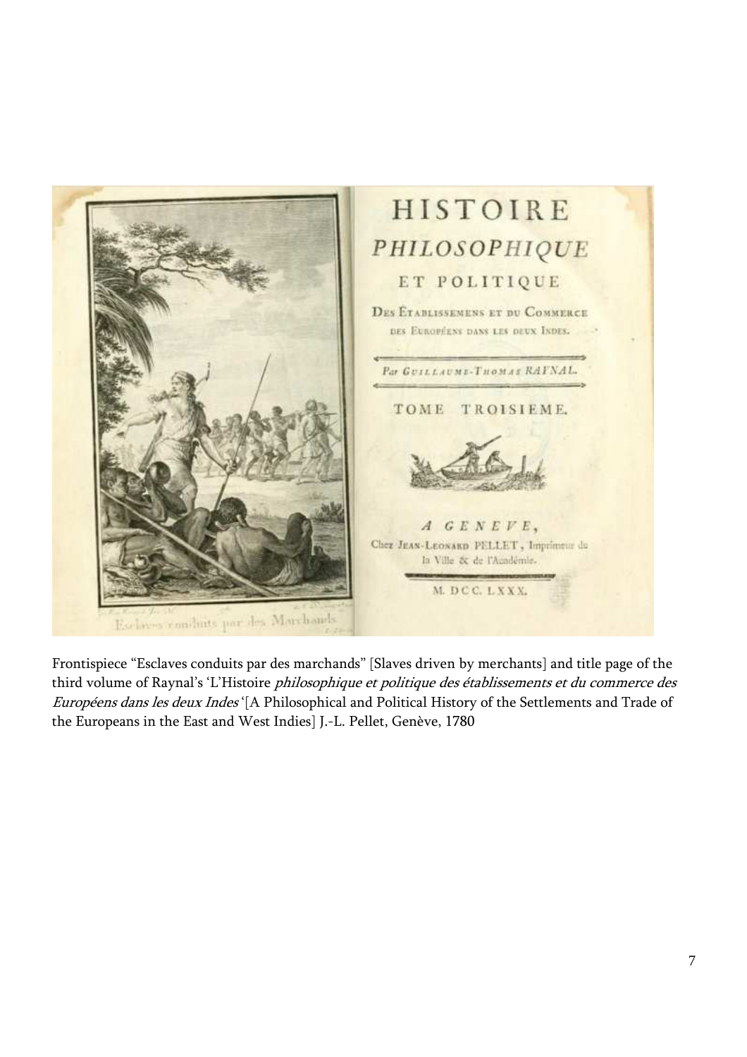Frontispiece "Esclaves conduits par des marchands" [Slaves driven by merchants] and title page of the third volume of Raynal's 'L'Histoire *philosophique et politique des établissements et du commerce des Européens dans les deux Indes* '[A Philosophical and Political History of the Settlements and Trade of the Europeans in the East and West Indies] J.-L. Pellet, Genève, 1780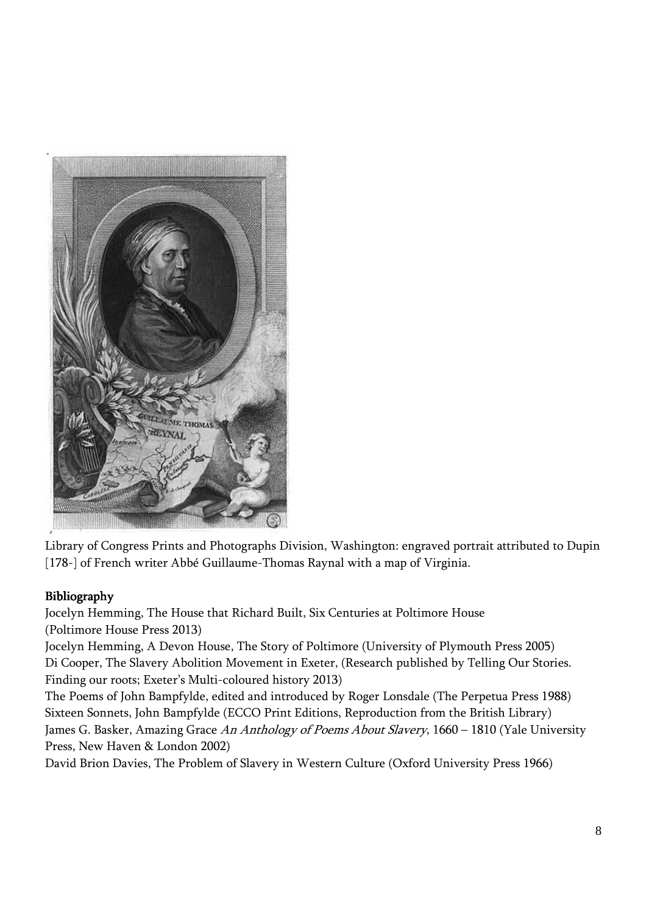Library of Congress Prints and Photographs Division, Washington: engraved portrait attributed to Dupin [178-] of French writer Abbé Guillaume-Thomas Raynal with a map of Virginia.

**Bibliography**

Jocelyn Hemming, The House that Richard Built, Six Centuries at Poltimore House (Poltimore House Press 2013)

Jocelyn Hemming, A Devon House, The Story of Poltimore (University of Plymouth Press 2005)

Di Cooper, The Slavery Abolition Movement in Exeter, (Research published by Telling Our Stories. Finding our roots; Exeter's Multi-coloured history 2013)

The Poems of John Bampfylde, edited and introduced by Roger Lonsdale (The Perpetua Press 1988)

Sixteen Sonnets, John Bampfylde (ECCO Print Editions, Reproduction from the British Library)

James G. Basker, Amazing Grace *An Anthology of Poems About Slavery*, 1660 – 1810 (Yale University Press, New Haven & London 2002)

David Brion Davies, The Problem of Slavery in Western Culture (Oxford University Press 1966)